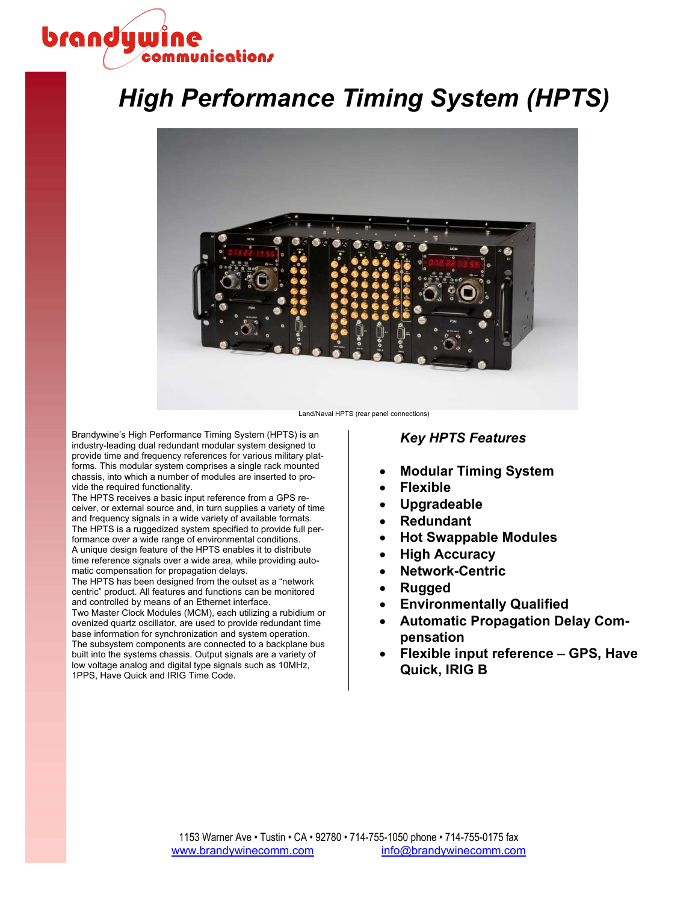# High Performance Timing System (HPTS)

Land/Naval HPTS (rear panel connections)

Brandywine's High Performance Timing System (HPTS) is an industry-leading dual redundant modular system designed to provide time and frequency references for various military platforms. This modular system comprises a single rack mounted chassis, into which a number of modules are inserted to provide the required functionality.

The HPTS receives a basic input reference from a GPS receiver, or external source and, in turn supplies a variety of time and frequency signals in a wide variety of available formats.

The HPTS is a ruggedized system specified to provide full performance over a wide range of environmental conditions.

A unique design feature of the HPTS enables it to distribute time reference signals over a wide area, while providing automatic compensation for propagation delays.

The HPTS has been designed from the outset as a "network centric" product. All features and functions can be monitored and controlled by means of an Ethernet interface.

Two Master Clock Modules (MCM), each utilizing a rubidium or ovenized quartz oscillator, are used to provide redundant time base information for synchronization and system operation.

The subsystem components are connected to a backplane bus built into the systems chassis. Output signals are a variety of low voltage analog and digital type signals such as 10MHz, 1PPS, Have Quick and IRIG Time Code.

## *Key HPTS Features*

- **Modular Timing System**
- **Flexible**
- **Upgradeable**
- **Redundant**
- **Hot Swappable Modules**
- **High Accuracy**
- **Network-Centric**
- **Rugged**
- **Environmentally Qualified**
- **Automatic Propagation Delay Compensation**
- **Flexible input reference – GPS, Have Quick, IRIG B**

1153 Warner Ave • Tustin • CA • 92780 • 714-755-1050 phone • 714-755-0175 fax
www.brandywinecomm.com info@brandywinecomm.com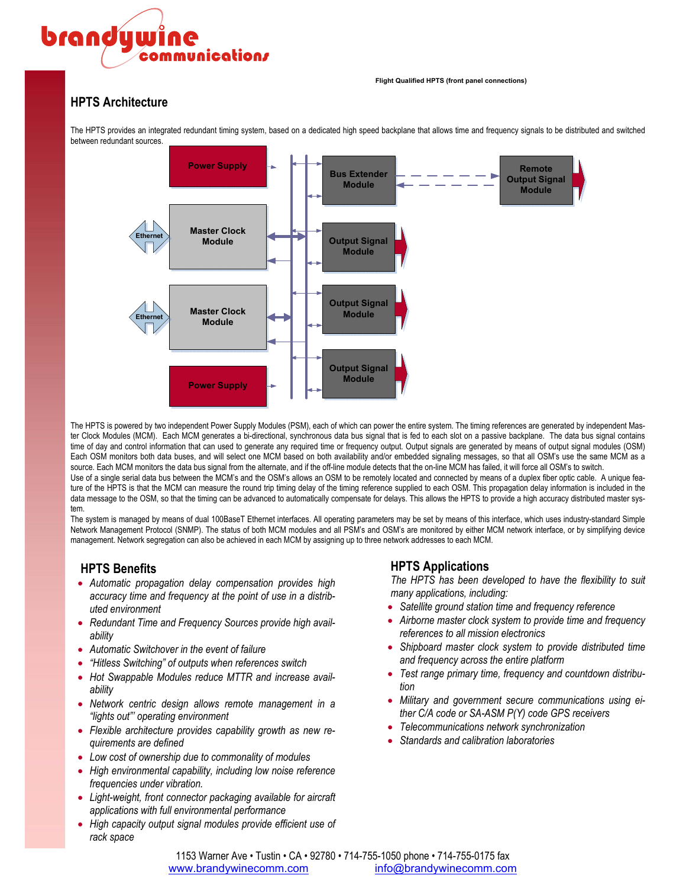Flight Qualified HPTS (front panel connections)

## HPTS Architecture

The HPTS provides an integrated redundant timing system, based on a dedicated high speed backplane that allows time and frequency signals to be distributed and switched between redundant sources.

Power Supply

Bus Extender Module

Remote Output Signal Module

Ethernet

Master Clock Module

Output Signal Module

Ethernet

Master Clock Module

Output Signal Module

Power Supply

Output Signal Module

The HPTS is powered by two independent Power Supply Modules (PSM), each of which can power the entire system. The timing references are generated by independent Master Clock Modules (MCM). Each MCM generates a bi-directional, synchronous data bus signal that is fed to each slot on a passive backplane. The data bus signal contains time of day and control information that can used to generate any required time or frequency output. Output signals are generated by means of output signal modules (OSM) Each OSM monitors both data buses, and will select one MCM based on both availability and/or embedded signaling messages, so that all OSM's use the same MCM as a source. Each MCM monitors the data bus signal from the alternate, and if the off-line module detects that the on-line MCM has failed, it will force all OSM's to switch.

Use of a single serial data bus between the MCM's and the OSM's allows an OSM to be remotely located and connected by means of a duplex fiber optic cable. A unique feature of the HPTS is that the MCM can measure the round trip timing delay of the timing reference supplied to each OSM. This propagation delay information is included in the data message to the OSM, so that the timing can be advanced to automatically compensate for delays. This allows the HPTS to provide a high accuracy distributed master system.

The system is managed by means of dual 100BaseT Ethernet interfaces. All operating parameters may be set by means of this interface, which uses industry-standard Simple Network Management Protocol (SNMP). The status of both MCM modules and all PSM's and OSM's are monitored by either MCM network interface, or by simplifying device management. Network segregation can also be achieved in each MCM by assigning up to three network addresses to each MCM.

## HPTS Benefits

- *Automatic propagation delay compensation provides high accuracy time and frequency at the point of use in a distributed environment*
- *Redundant Time and Frequency Sources provide high availability*
- *Automatic Switchover in the event of failure*
- *"Hitless Switching" of outputs when references switch*
- *Hot Swappable Modules reduce MTTR and increase availability*
- *Network centric design allows remote management in a "lights out"' operating environment*
- *Flexible architecture provides capability growth as new requirements are defined*
- *Low cost of ownership due to commonality of modules*
- *High environmental capability, including low noise reference frequencies under vibration.*
- *Light-weight, front connector packaging available for aircraft applications with full environmental performance*
- *High capacity output signal modules provide efficient use of rack space*

## HPTS Applications

*The HPTS has been developed to have the flexibility to suit many applications, including:*

- *Satellite ground station time and frequency reference*
- *Airborne master clock system to provide time and frequency references to all mission electronics*
- *Shipboard master clock system to provide distributed time and frequency across the entire platform*
- *Test range primary time, frequency and countdown distribution*
- *Military and government secure communications using either C/A code or SA-ASM P(Y) code GPS receivers*
- *Telecommunications network synchronization*
- *Standards and calibration laboratories*

1153 Warner Ave • Tustin • CA • 92780 • 714-755-1050 phone • 714-755-0175 fax
www.brandywinecomm.com info@brandywinecomm.com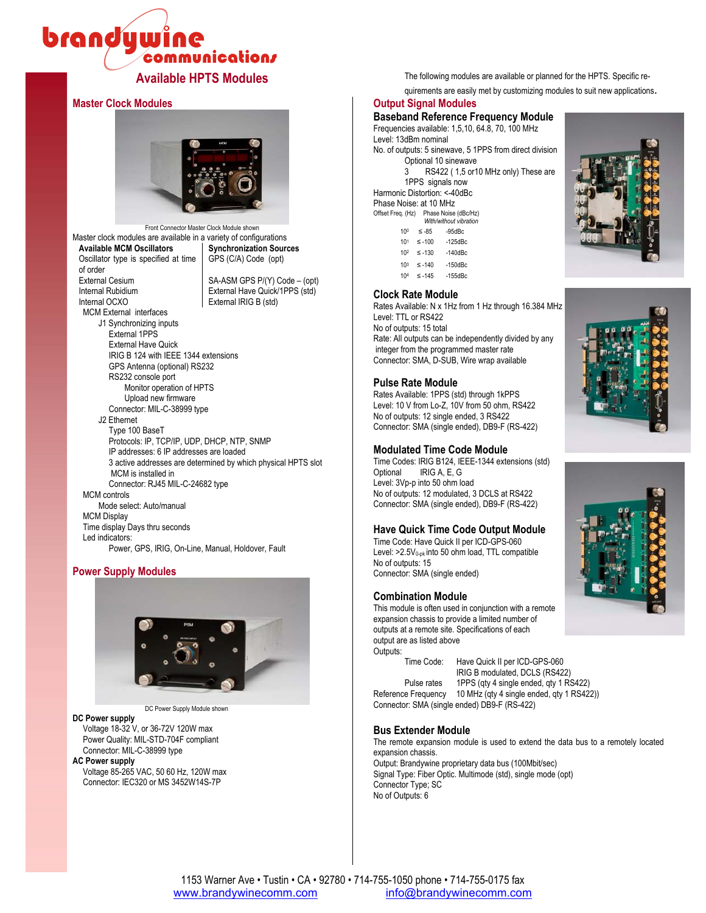# Available HPTS Modules

The following modules are available or planned for the HPTS. Specific requirements are easily met by customizing modules to suit new applications.

## Master Clock Modules

Front Connector Master Clock Module shown

Master clock modules are available in a variety of configurations

| Available MCM Oscillators | Synchronization Sources |
|---|---|
| Oscillator type is specified at time of order | GPS (C/A) Code (opt) |
| External Cesium | SA-ASM GPS P/(Y) Code – (opt) |
| Internal Rubidium | External Have Quick/1PPS (std) |
| Internal OCXO | External IRIG B (std) |

MCM External interfaces
- J1 Synchronizing inputs
  - External 1PPS
  - External Have Quick
  - IRIG B 124 with IEEE 1344 extensions
  - GPS Antenna (optional) RS232
  - RS232 console port
    - Monitor operation of HPTS
    - Upload new firmware
  - Connector: MIL-C-38999 type
- J2 Ethernet
  - Type 100 BaseT
  - Protocols: IP, TCP/IP, UDP, DHCP, NTP, SNMP
  - IP addresses: 6 IP addresses are loaded
  - 3 active addresses are determined by which physical HPTS slot MCM is installed in
  - Connector: RJ45 MIL-C-24682 type

MCM controls
- Mode select: Auto/manual

MCM Display

Time display Days thru seconds

Led indicators:
- Power, GPS, IRIG, On-Line, Manual, Holdover, Fault

## Power Supply Modules

DC Power Supply Module shown

**DC Power supply**
- Voltage 18-32 V, or 36-72V 120W max
- Power Quality: MIL-STD-704F compliant
- Connector: MIL-C-38999 type

**AC Power supply**
- Voltage 85-265 VAC, 50 60 Hz, 120W max
- Connector: IEC320 or MS 3452W14S-7P

## Output Signal Modules

### Baseband Reference Frequency Module

Frequencies available: 1,5,10, 64.8, 70, 100 MHz

Level: 13dBm nominal

No. of outputs: 5 sinewave, 5 1PPS from direct division
- Optional 10 sinewave
- 3 RS422 ( 1,5 or10 MHz only) These are 1PPS signals now

Harmonic Distortion: <-40dBc

Phase Noise: at 10 MHz

| Offset Freq. (Hz) | Phase Noise (dBc/Hz) *With/without vibration* | |
|---|---|---|
| $10^0$ | ≤ -85 | -95dBc |
| $10^1$ | ≤ -100 | -125dBc |
| $10^2$ | ≤ -130 | -140dBc |
| $10^3$ | ≤ -140 | -150dBc |
| $10^4$ | ≤ -145 | -155dBc |

### Clock Rate Module

Rates Available: N x 1Hz from 1 Hz through 16.384 MHz

Level: TTL or RS422

No of outputs: 15 total

Rate: All outputs can be independently divided by any integer from the programmed master rate

Connector: SMA, D-SUB, Wire wrap available

### Pulse Rate Module

Rates Available: 1PPS (std) through 1kPPS

Level: 10 V from Lo-Z, 10V from 50 ohm, RS422

No of outputs: 12 single ended, 3 RS422

Connector: SMA (single ended), DB9-F (RS-422)

### Modulated Time Code Module

Time Codes: IRIG B124, IEEE-1344 extensions (std)

Optional IRIG A, E, G

Level: 3Vp-p into 50 ohm load

No of outputs: 12 modulated, 3 DCLS at RS422

Connector: SMA (single ended), DB9-F (RS-422)

### Have Quick Time Code Output Module

Time Code: Have Quick II per ICD-GPS-060

Level: >2.5$V_{0\text{-pk}}$ into 50 ohm load, TTL compatible

No of outputs: 15

Connector: SMA (single ended)

### Combination Module

This module is often used in conjunction with a remote expansion chassis to provide a limited number of outputs at a remote site. Specifications of each output are as listed above

Outputs:

| | |
|---|---|
| Time Code: | Have Quick II per ICD-GPS-060 |
| | IRIG B modulated, DCLS (RS422) |
| Pulse rates | 1PPS (qty 4 single ended, qty 1 RS422) |
| Reference Frequency | 10 MHz (qty 4 single ended, qty 1 RS422)) |

Connector: SMA (single ended) DB9-F (RS-422)

### Bus Extender Module

The remote expansion module is used to extend the data bus to a remotely located expansion chassis.

Output: Brandywine proprietary data bus (100Mbit/sec)

Signal Type: Fiber Optic. Multimode (std), single mode (opt)

Connector Type; SC

No of Outputs: 6

1153 Warner Ave • Tustin • CA • 92780 • 714-755-1050 phone • 714-755-0175 fax
www.brandywinecomm.com info@brandywinecomm.com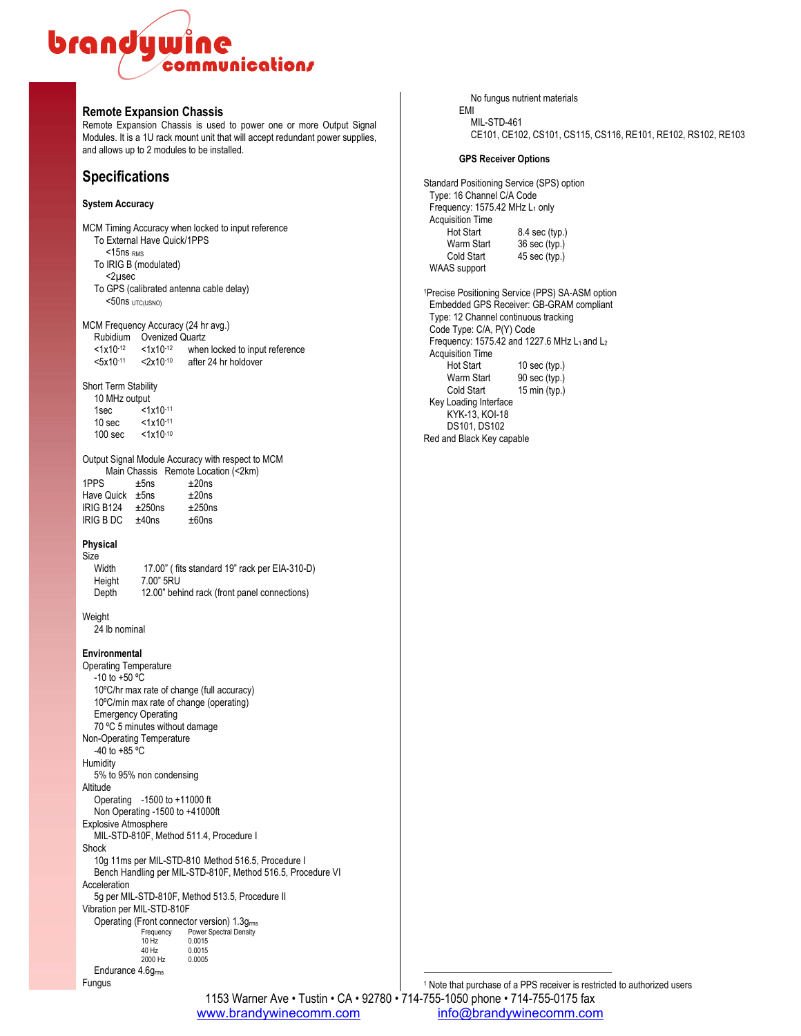## Remote Expansion Chassis

Remote Expansion Chassis is used to power one or more Output Signal Modules. It is a 1U rack mount unit that will accept redundant power supplies, and allows up to 2 modules to be installed.

## Specifications

### System Accuracy

MCM Timing Accuracy when locked to input reference
- To External Have Quick/1PPS
  - <15ns $_{RMS}$
- To IRIG B (modulated)
  - <2µsec
- To GPS (calibrated antenna cable delay)
  - <50ns $_{UTC(USNO)}$

MCM Frequency Accuracy (24 hr avg.)

| Rubidium | Ovenized Quartz | |
|---|---|---|
| $<1x10^{-12}$ | $<1x10^{-12}$ | when locked to input reference |
| $<5x10^{-11}$ | $<2x10^{-10}$ | after 24 hr holdover |

Short Term Stability

10 MHz output

| | |
|---|---|
| 1sec | $<1x10^{-11}$ |
| 10 sec | $<1x10^{-11}$ |
| 100 sec | $<1x10^{-10}$ |

Output Signal Module Accuracy with respect to MCM

| | Main Chassis | Remote Location (<2km) |
|---|---|---|
| 1PPS | ±5ns | ±20ns |
| Have Quick | ±5ns | ±20ns |
| IRIG B124 | ±250ns | ±250ns |
| IRIG B DC | ±40ns | ±60ns |

### Physical

Size

| | |
|---|---|
| Width | 17.00" ( fits standard 19" rack per EIA-310-D) |
| Height | 7.00" 5RU |
| Depth | 12.00" behind rack (front panel connections) |

Weight
- 24 lb nominal

### Environmental

Operating Temperature
- -10 to +50 ºC
- 10ºC/hr max rate of change (full accuracy)
- 10ºC/min max rate of change (operating)
- Emergency Operating
- 70 ºC 5 minutes without damage

Non-Operating Temperature
- -40 to +85 ºC

Humidity
- 5% to 95% non condensing

Altitude
- Operating -1500 to +11000 ft
- Non Operating -1500 to +41000ft

Explosive Atmosphere
- MIL-STD-810F, Method 511.4, Procedure I

Shock
- 10g 11ms per MIL-STD-810 Method 516.5, Procedure I
- Bench Handling per MIL-STD-810F, Method 516.5, Procedure VI

Acceleration
- 5g per MIL-STD-810F, Method 513.5, Procedure II

Vibration per MIL-STD-810F
- Operating (Front connector version) $1.3g_{rms}$

| Frequency | Power Spectral Density |
|---|---|
| 10 Hz | 0.0015 |
| 40 Hz | 0.0015 |
| 2000 Hz | 0.0005 |

- Endurance $4.6g_{rms}$

Fungus
- No fungus nutrient materials

EMI
- MIL-STD-461
- CE101, CE102, CS101, CS115, CS116, RE101, RE102, RS102, RE103

### GPS Receiver Options

Standard Positioning Service (SPS) option
- Type: 16 Channel C/A Code
- Frequency: 1575.42 MHz $L_1$ only
- Acquisition Time

| | |
|---|---|
| Hot Start | 8.4 sec (typ.) |
| Warm Start | 36 sec (typ.) |
| Cold Start | 45 sec (typ.) |

- WAAS support

[1]Precise Positioning Service (PPS) SA-ASM option
- Embedded GPS Receiver: GB-GRAM compliant
- Type: 12 Channel continuous tracking
- Code Type: C/A, P(Y) Code
- Frequency: 1575.42 and 1227.6 MHz $L_1$ and $L_2$
- Acquisition Time

| | |
|---|---|
| Hot Start | 10 sec (typ.) |
| Warm Start | 90 sec (typ.) |
| Cold Start | 15 min (typ.) |

- Key Loading Interface
  - KYK-13, KOI-18
  - DS101, DS102

Red and Black Key capable

[1] Note that purchase of a PPS receiver is restricted to authorized users

1153 Warner Ave • Tustin • CA • 92780 • 714-755-1050 phone • 714-755-0175 fax
www.brandywinecomm.com info@brandywinecomm.com